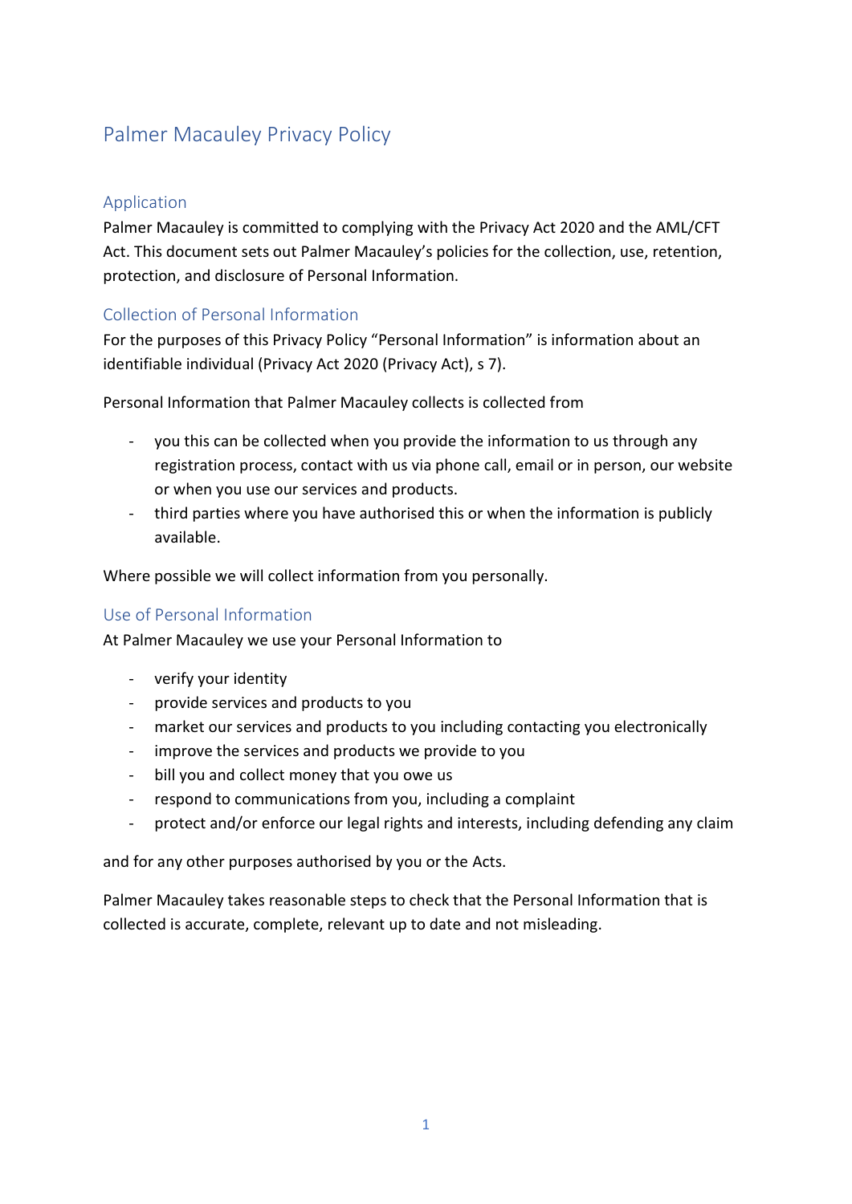# Palmer Macauley Privacy Policy

## Application

Palmer Macauley is committed to complying with the Privacy Act 2020 and the AML/CFT Act. This document sets out Palmer Macauley's policies for the collection, use, retention, protection, and disclosure of Personal Information.

## Collection of Personal Information

For the purposes of this Privacy Policy "Personal Information" is information about an identifiable individual (Privacy Act 2020 (Privacy Act), s 7).

Personal Information that Palmer Macauley collects is collected from

- you this can be collected when you provide the information to us through any registration process, contact with us via phone call, email or in person, our website or when you use our services and products.
- third parties where you have authorised this or when the information is publicly available.

Where possible we will collect information from you personally.

## Use of Personal Information

At Palmer Macauley we use your Personal Information to

- verify your identity
- provide services and products to you
- market our services and products to you including contacting you electronically
- improve the services and products we provide to you
- bill you and collect money that you owe us
- respond to communications from you, including a complaint
- protect and/or enforce our legal rights and interests, including defending any claim

and for any other purposes authorised by you or the Acts.

Palmer Macauley takes reasonable steps to check that the Personal Information that is collected is accurate, complete, relevant up to date and not misleading.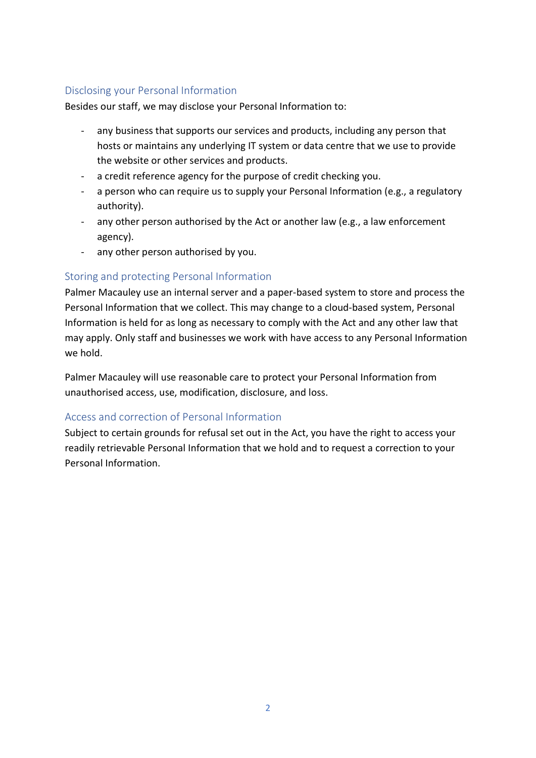## Disclosing your Personal Information

Besides our staff, we may disclose your Personal Information to:

- any business that supports our services and products, including any person that hosts or maintains any underlying IT system or data centre that we use to provide the website or other services and products.
- a credit reference agency for the purpose of credit checking you.
- a person who can require us to supply your Personal Information (e.g., a regulatory authority).
- any other person authorised by the Act or another law (e.g., a law enforcement agency).
- any other person authorised by you.

## Storing and protecting Personal Information

Palmer Macauley use an internal server and a paper-based system to store and process the Personal Information that we collect. This may change to a cloud-based system, Personal Information is held for as long as necessary to comply with the Act and any other law that may apply. Only staff and businesses we work with have access to any Personal Information we hold.

Palmer Macauley will use reasonable care to protect your Personal Information from unauthorised access, use, modification, disclosure, and loss.

## Access and correction of Personal Information

Subject to certain grounds for refusal set out in the Act, you have the right to access your readily retrievable Personal Information that we hold and to request a correction to your Personal Information.